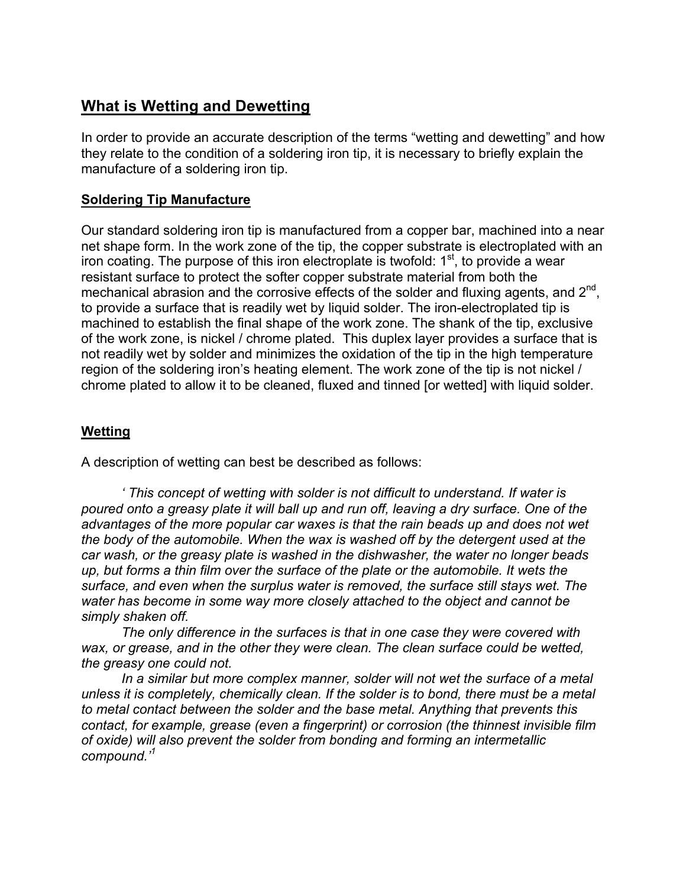# What is Wetting and Dewetting

In order to provide an accurate description of the terms "wetting and dewetting" and how they relate to the condition of a soldering iron tip, it is necessary to briefly explain the manufacture of a soldering iron tip.

## Soldering Tip Manufacture

Our standard soldering iron tip is manufactured from a copper bar, machined into a near net shape form. In the work zone of the tip, the copper substrate is electroplated with an iron coating. The purpose of this iron electroplate is twofold: 1st, to provide a wear resistant surface to protect the softer copper substrate material from both the mechanical abrasion and the corrosive effects of the solder and fluxing agents, and 2nd, to provide a surface that is readily wet by liquid solder. The iron-electroplated tip is machined to establish the final shape of the work zone. The shank of the tip, exclusive of the work zone, is nickel / chrome plated. This duplex layer provides a surface that is not readily wet by solder and minimizes the oxidation of the tip in the high temperature region of the soldering iron's heating element. The work zone of the tip is not nickel / chrome plated to allow it to be cleaned, fluxed and tinned [or wetted] with liquid solder.

## Wetting

A description of wetting can best be described as follows:

*' This concept of wetting with solder is not difficult to understand. If water is poured onto a greasy plate it will ball up and run off, leaving a dry surface. One of the advantages of the more popular car waxes is that the rain beads up and does not wet the body of the automobile. When the wax is washed off by the detergent used at the car wash, or the greasy plate is washed in the dishwasher, the water no longer beads up, but forms a thin film over the surface of the plate or the automobile. It wets the surface, and even when the surplus water is removed, the surface still stays wet. The water has become in some way more closely attached to the object and cannot be simply shaken off.*

*The only difference in the surfaces is that in one case they were covered with wax, or grease, and in the other they were clean. The clean surface could be wetted, the greasy one could not.*

*In a similar but more complex manner, solder will not wet the surface of a metal unless it is completely, chemically clean. If the solder is to bond, there must be a metal to metal contact between the solder and the base metal. Anything that prevents this contact, for example, grease (even a fingerprint) or corrosion (the thinnest invisible film of oxide) will also prevent the solder from bonding and forming an intermetallic compound.'*[1]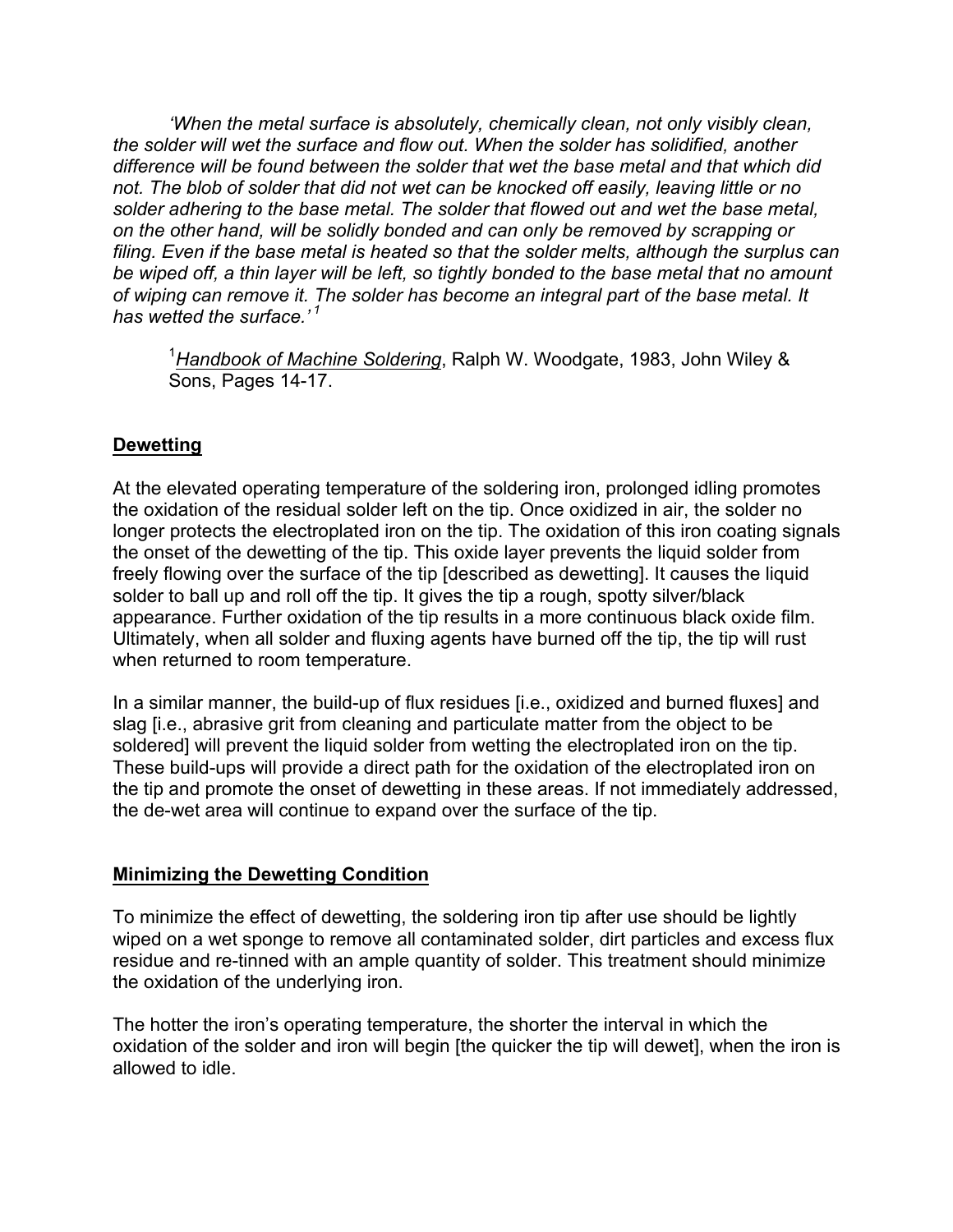*'When the metal surface is absolutely, chemically clean, not only visibly clean, the solder will wet the surface and flow out. When the solder has solidified, another difference will be found between the solder that wet the base metal and that which did not. The blob of solder that did not wet can be knocked off easily, leaving little or no solder adhering to the base metal. The solder that flowed out and wet the base metal, on the other hand, will be solidly bonded and can only be removed by scrapping or filing. Even if the base metal is heated so that the solder melts, although the surplus can be wiped off, a thin layer will be left, so tightly bonded to the base metal that no amount of wiping can remove it. The solder has become an integral part of the base metal. It has wetted the surface.'* [1]

> [1] Handbook of Machine Soldering, Ralph W. Woodgate, 1983, John Wiley & Sons, Pages 14-17.

## Dewetting

At the elevated operating temperature of the soldering iron, prolonged idling promotes the oxidation of the residual solder left on the tip. Once oxidized in air, the solder no longer protects the electroplated iron on the tip. The oxidation of this iron coating signals the onset of the dewetting of the tip. This oxide layer prevents the liquid solder from freely flowing over the surface of the tip [described as dewetting]. It causes the liquid solder to ball up and roll off the tip. It gives the tip a rough, spotty silver/black appearance. Further oxidation of the tip results in a more continuous black oxide film. Ultimately, when all solder and fluxing agents have burned off the tip, the tip will rust when returned to room temperature.

In a similar manner, the build-up of flux residues [i.e., oxidized and burned fluxes] and slag [i.e., abrasive grit from cleaning and particulate matter from the object to be soldered] will prevent the liquid solder from wetting the electroplated iron on the tip. These build-ups will provide a direct path for the oxidation of the electroplated iron on the tip and promote the onset of dewetting in these areas. If not immediately addressed, the de-wet area will continue to expand over the surface of the tip.

## Minimizing the Dewetting Condition

To minimize the effect of dewetting, the soldering iron tip after use should be lightly wiped on a wet sponge to remove all contaminated solder, dirt particles and excess flux residue and re-tinned with an ample quantity of solder. This treatment should minimize the oxidation of the underlying iron.

The hotter the iron's operating temperature, the shorter the interval in which the oxidation of the solder and iron will begin [the quicker the tip will dewet], when the iron is allowed to idle.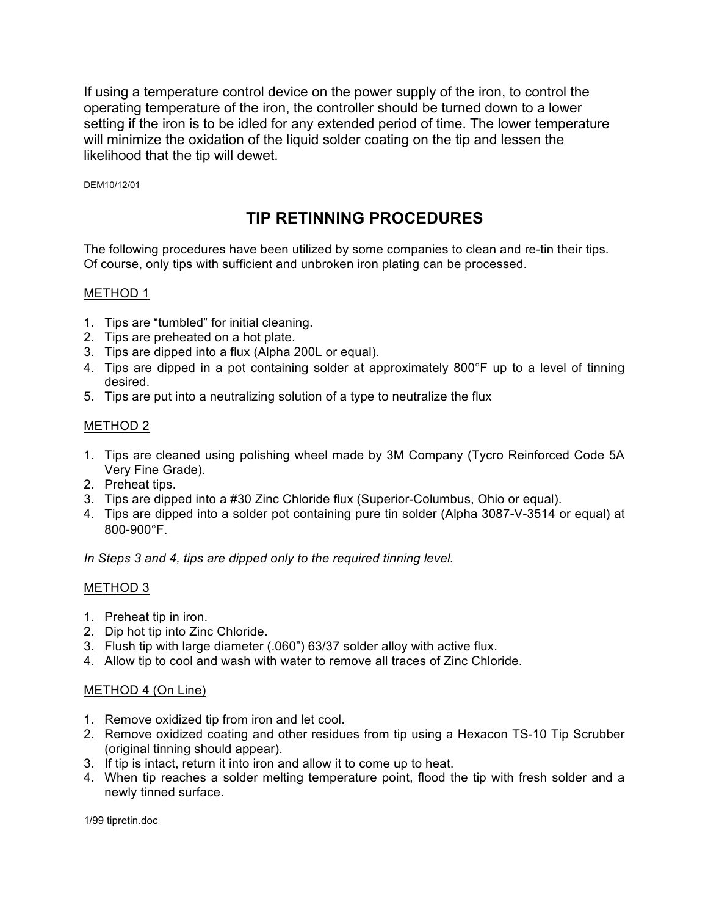If using a temperature control device on the power supply of the iron, to control the operating temperature of the iron, the controller should be turned down to a lower setting if the iron is to be idled for any extended period of time. The lower temperature will minimize the oxidation of the liquid solder coating on the tip and lessen the likelihood that the tip will dewet.

DEM10/12/01

# TIP RETINNING PROCEDURES

The following procedures have been utilized by some companies to clean and re-tin their tips. Of course, only tips with sufficient and unbroken iron plating can be processed.

## METHOD 1

1. Tips are “tumbled” for initial cleaning.
2. Tips are preheated on a hot plate.
3. Tips are dipped into a flux (Alpha 200L or equal).
4. Tips are dipped in a pot containing solder at approximately 800°F up to a level of tinning desired.
5. Tips are put into a neutralizing solution of a type to neutralize the flux

## METHOD 2

1. Tips are cleaned using polishing wheel made by 3M Company (Tycro Reinforced Code 5A Very Fine Grade).
2. Preheat tips.
3. Tips are dipped into a #30 Zinc Chloride flux (Superior-Columbus, Ohio or equal).
4. Tips are dipped into a solder pot containing pure tin solder (Alpha 3087-V-3514 or equal) at 800-900°F.

*In Steps 3 and 4, tips are dipped only to the required tinning level.*

## METHOD 3

1. Preheat tip in iron.
2. Dip hot tip into Zinc Chloride.
3. Flush tip with large diameter (.060”) 63/37 solder alloy with active flux.
4. Allow tip to cool and wash with water to remove all traces of Zinc Chloride.

## METHOD 4 (On Line)

1. Remove oxidized tip from iron and let cool.
2. Remove oxidized coating and other residues from tip using a Hexacon TS-10 Tip Scrubber (original tinning should appear).
3. If tip is intact, return it into iron and allow it to come up to heat.
4. When tip reaches a solder melting temperature point, flood the tip with fresh solder and a newly tinned surface.

1/99 tipretin.doc